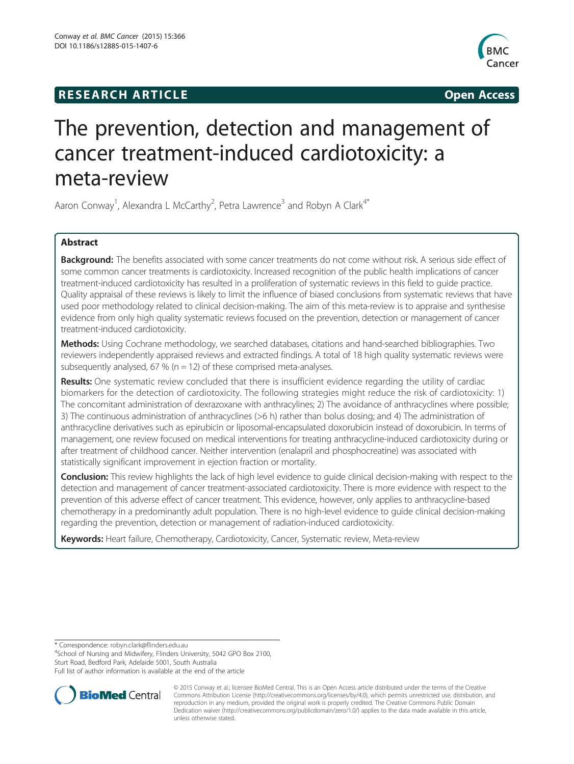RESEARCH ARTICLE Open Access

# The prevention, detection and management of cancer treatment-induced cardiotoxicity: a meta-review

Aaron Conway[1], Alexandra L McCarthy[2], Petra Lawrence[3] and Robyn A Clark[4*]

## Abstract

**Background:** The benefits associated with some cancer treatments do not come without risk. A serious side effect of some common cancer treatments is cardiotoxicity. Increased recognition of the public health implications of cancer treatment-induced cardiotoxicity has resulted in a proliferation of systematic reviews in this field to guide practice. Quality appraisal of these reviews is likely to limit the influence of biased conclusions from systematic reviews that have used poor methodology related to clinical decision-making. The aim of this meta-review is to appraise and synthesise evidence from only high quality systematic reviews focused on the prevention, detection or management of cancer treatment-induced cardiotoxicity.

**Methods:** Using Cochrane methodology, we searched databases, citations and hand-searched bibliographies. Two reviewers independently appraised reviews and extracted findings. A total of 18 high quality systematic reviews were subsequently analysed, 67 % (n = 12) of these comprised meta-analyses.

**Results:** One systematic review concluded that there is insufficient evidence regarding the utility of cardiac biomarkers for the detection of cardiotoxicity. The following strategies might reduce the risk of cardiotoxicity: 1) The concomitant administration of dexrazoxane with anthracylines; 2) The avoidance of anthracyclines where possible; 3) The continuous administration of anthracyclines (>6 h) rather than bolus dosing; and 4) The administration of anthracycline derivatives such as epirubicin or liposomal-encapsulated doxorubicin instead of doxorubicin. In terms of management, one review focused on medical interventions for treating anthracycline-induced cardiotoxicity during or after treatment of childhood cancer. Neither intervention (enalapril and phosphocreatine) was associated with statistically significant improvement in ejection fraction or mortality.

**Conclusion:** This review highlights the lack of high level evidence to guide clinical decision-making with respect to the detection and management of cancer treatment-associated cardiotoxicity. There is more evidence with respect to the prevention of this adverse effect of cancer treatment. This evidence, however, only applies to anthracycline-based chemotherapy in a predominantly adult population. There is no high-level evidence to guide clinical decision-making regarding the prevention, detection or management of radiation-induced cardiotoxicity.

**Keywords:** Heart failure, Chemotherapy, Cardiotoxicity, Cancer, Systematic review, Meta-review

---

* Correspondence: robyn.clark@flinders.edu.au
[4]School of Nursing and Midwifery, Flinders University, 5042 GPO Box 2100, Sturt Road, Bedford Park, Adelaide 5001, South Australia
Full list of author information is available at the end of the article

© 2015 Conway et al.; licensee BioMed Central. This is an Open Access article distributed under the terms of the Creative Commons Attribution License (http://creativecommons.org/licenses/by/4.0), which permits unrestricted use, distribution, and reproduction in any medium, provided the original work is properly credited. The Creative Commons Public Domain Dedication waiver (http://creativecommons.org/publicdomain/zero/1.0/) applies to the data made available in this article, unless otherwise stated.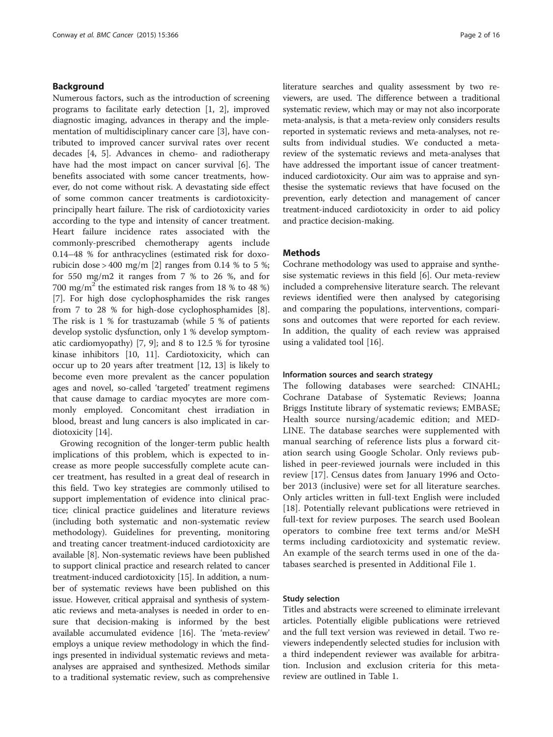## Background

Numerous factors, such as the introduction of screening programs to facilitate early detection [1, 2], improved diagnostic imaging, advances in therapy and the implementation of multidisciplinary cancer care [3], have contributed to improved cancer survival rates over recent decades [4, 5]. Advances in chemo- and radiotherapy have had the most impact on cancer survival [6]. The benefits associated with some cancer treatments, however, do not come without risk. A devastating side effect of some common cancer treatments is cardiotoxicity-principally heart failure. The risk of cardiotoxicity varies according to the type and intensity of cancer treatment. Heart failure incidence rates associated with the commonly-prescribed chemotherapy agents include 0.14–48 % for anthracyclines (estimated risk for doxorubicin dose > 400 mg/m [2] ranges from 0.14 % to 5 %; for 550 mg/m2 it ranges from 7 % to 26 %, and for 700 mg/$m^2$ the estimated risk ranges from 18 % to 48 %) [7]. For high dose cyclophosphamides the risk ranges from 7 to 28 % for high-dose cyclophosphamides [8]. The risk is 1 % for trastuzamab (while 5 % of patients develop systolic dysfunction, only 1 % develop symptomatic cardiomyopathy) [7, 9]; and 8 to 12.5 % for tyrosine kinase inhibitors [10, 11]. Cardiotoxicity, which can occur up to 20 years after treatment [12, 13] is likely to become even more prevalent as the cancer population ages and novel, so-called 'targeted' treatment regimens that cause damage to cardiac myocytes are more commonly employed. Concomitant chest irradiation in blood, breast and lung cancers is also implicated in cardiotoxicity [14].

Growing recognition of the longer-term public health implications of this problem, which is expected to increase as more people successfully complete acute cancer treatment, has resulted in a great deal of research in this field. Two key strategies are commonly utilised to support implementation of evidence into clinical practice; clinical practice guidelines and literature reviews (including both systematic and non-systematic review methodology). Guidelines for preventing, monitoring and treating cancer treatment-induced cardiotoxicity are available [8]. Non-systematic reviews have been published to support clinical practice and research related to cancer treatment-induced cardiotoxicity [15]. In addition, a number of systematic reviews have been published on this issue. However, critical appraisal and synthesis of systematic reviews and meta-analyses is needed in order to ensure that decision-making is informed by the best available accumulated evidence [16]. The 'meta-review' employs a unique review methodology in which the findings presented in individual systematic reviews and meta-analyses are appraised and synthesized. Methods similar to a traditional systematic review, such as comprehensive literature searches and quality assessment by two reviewers, are used. The difference between a traditional systematic review, which may or may not also incorporate meta-analysis, is that a meta-review only considers results reported in systematic reviews and meta-analyses, not results from individual studies. We conducted a meta-review of the systematic reviews and meta-analyses that have addressed the important issue of cancer treatment-induced cardiotoxicity. Our aim was to appraise and synthesise the systematic reviews that have focused on the prevention, early detection and management of cancer treatment-induced cardiotoxicity in order to aid policy and practice decision-making.

## Methods

Cochrane methodology was used to appraise and synthesise systematic reviews in this field [6]. Our meta-review included a comprehensive literature search. The relevant reviews identified were then analysed by categorising and comparing the populations, interventions, comparisons and outcomes that were reported for each review. In addition, the quality of each review was appraised using a validated tool [16].

### Information sources and search strategy

The following databases were searched: CINAHL; Cochrane Database of Systematic Reviews; Joanna Briggs Institute library of systematic reviews; EMBASE; Health source nursing/academic edition; and MEDLINE. The database searches were supplemented with manual searching of reference lists plus a forward citation search using Google Scholar. Only reviews published in peer-reviewed journals were included in this review [17]. Census dates from January 1996 and October 2013 (inclusive) were set for all literature searches. Only articles written in full-text English were included [18]. Potentially relevant publications were retrieved in full-text for review purposes. The search used Boolean operators to combine free text terms and/or MeSH terms including cardiotoxicity and systematic review. An example of the search terms used in one of the databases searched is presented in Additional File 1.

### Study selection

Titles and abstracts were screened to eliminate irrelevant articles. Potentially eligible publications were retrieved and the full text version was reviewed in detail. Two reviewers independently selected studies for inclusion with a third independent reviewer was available for arbitration. Inclusion and exclusion criteria for this meta-review are outlined in Table 1.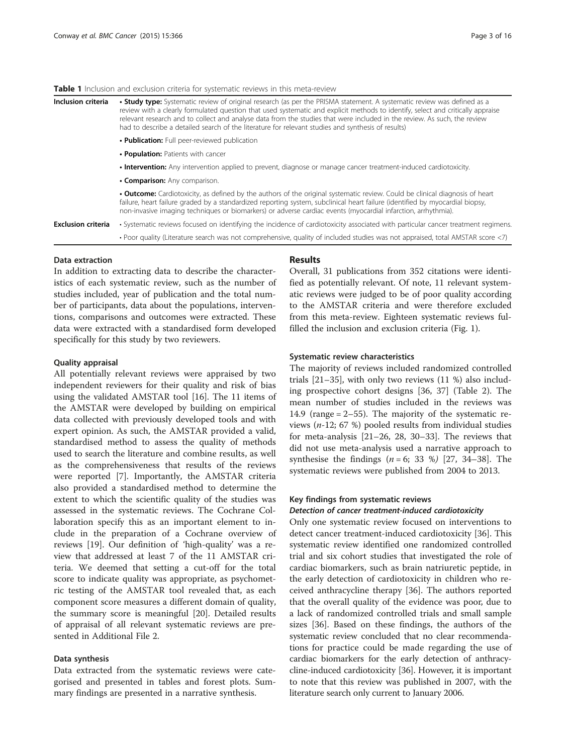**Table 1** Inclusion and exclusion criteria for systematic reviews in this meta-review

| | |
|---|---|
| **Inclusion criteria** | • **Study type:** Systematic review of original research (as per the PRISMA statement. A systematic review was defined as a review with a clearly formulated question that used systematic and explicit methods to identify, select and critically appraise relevant research and to collect and analyse data from the studies that were included in the review. As such, the review had to describe a detailed search of the literature for relevant studies and synthesis of results) |
| | • **Publication:** Full peer-reviewed publication |
| | • **Population:** Patients with cancer |
| | • **Intervention:** Any intervention applied to prevent, diagnose or manage cancer treatment-induced cardiotoxicity. |
| | • **Comparison:** Any comparison. |
| | • **Outcome:** Cardiotoxicity, as defined by the authors of the original systematic review. Could be clinical diagnosis of heart failure, heart failure graded by a standardized reporting system, subclinical heart failure (identified by myocardial biopsy, non-invasive imaging techniques or biomarkers) or adverse cardiac events (myocardial infarction, arrhythmia). |
| **Exclusion criteria** | • Systematic reviews focused on identifying the incidence of cardiotoxicity associated with particular cancer treatment regimens. |
| | • Poor quality (Literature search was not comprehensive, quality of included studies was not appraised, total AMSTAR score <7) |

### Data extraction

In addition to extracting data to describe the characteristics of each systematic review, such as the number of studies included, year of publication and the total number of participants, data about the populations, interventions, comparisons and outcomes were extracted. These data were extracted with a standardised form developed specifically for this study by two reviewers.

### Quality appraisal

All potentially relevant reviews were appraised by two independent reviewers for their quality and risk of bias using the validated AMSTAR tool [16]. The 11 items of the AMSTAR were developed by building on empirical data collected with previously developed tools and with expert opinion. As such, the AMSTAR provided a valid, standardised method to assess the quality of methods used to search the literature and combine results, as well as the comprehensiveness that results of the reviews were reported [7]. Importantly, the AMSTAR criteria also provided a standardised method to determine the extent to which the scientific quality of the studies was assessed in the systematic reviews. The Cochrane Collaboration specify this as an important element to include in the preparation of a Cochrane overview of reviews [19]. Our definition of 'high-quality' was a review that addressed at least 7 of the 11 AMSTAR criteria. We deemed that setting a cut-off for the total score to indicate quality was appropriate, as psychometric testing of the AMSTAR tool revealed that, as each component score measures a different domain of quality, the summary score is meaningful [20]. Detailed results of appraisal of all relevant systematic reviews are presented in Additional File 2.

### Data synthesis

Data extracted from the systematic reviews were categorised and presented in tables and forest plots. Summary findings are presented in a narrative synthesis.

## Results

Overall, 31 publications from 352 citations were identified as potentially relevant. Of note, 11 relevant systematic reviews were judged to be of poor quality according to the AMSTAR criteria and were therefore excluded from this meta-review. Eighteen systematic reviews fulfilled the inclusion and exclusion criteria (Fig. 1).

### Systematic review characteristics

The majority of reviews included randomized controlled trials [21–35], with only two reviews (11 %) also including prospective cohort designs [36, 37] (Table 2). The mean number of studies included in the reviews was 14.9 (range = 2–55). The majority of the systematic reviews ($n$-12; 67 %) pooled results from individual studies for meta-analysis [21–26, 28, 30–33]. The reviews that did not use meta-analysis used a narrative approach to synthesise the findings ($n = 6$; 33 %) [27, 34–38]. The systematic reviews were published from 2004 to 2013.

### Key findings from systematic reviews

#### *Detection of cancer treatment-induced cardiotoxicity*

Only one systematic review focused on interventions to detect cancer treatment-induced cardiotoxicity [36]. This systematic review identified one randomized controlled trial and six cohort studies that investigated the role of cardiac biomarkers, such as brain natriuretic peptide, in the early detection of cardiotoxicity in children who received anthracycline therapy [36]. The authors reported that the overall quality of the evidence was poor, due to a lack of randomized controlled trials and small sample sizes [36]. Based on these findings, the authors of the systematic review concluded that no clear recommendations for practice could be made regarding the use of cardiac biomarkers for the early detection of anthracycline-induced cardiotoxicity [36]. However, it is important to note that this review was published in 2007, with the literature search only current to January 2006.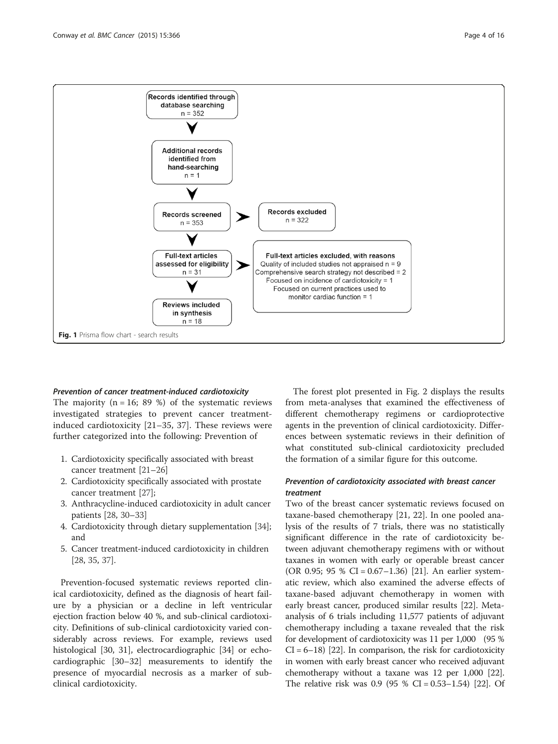Records identified through database searching
n = 352

Additional records identified from hand-searching
n = 1

Records screened
n = 353

Records excluded
n = 322

Full-text articles assessed for eligibility
n = 31

Full-text articles excluded, with reasons
Quality of included studies not appraised n = 9
Comprehensive search strategy not described = 2
Focused on incidence of cardiotoxicity = 1
Focused on current practices used to monitor cardiac function = 1

Reviews included in synthesis
n = 18

**Fig. 1** Prisma flow chart - search results

### *Prevention of cancer treatment-induced cardiotoxicity*

The majority (n = 16; 89 %) of the systematic reviews investigated strategies to prevent cancer treatment-induced cardiotoxicity [21–35, 37]. These reviews were further categorized into the following: Prevention of

1. Cardiotoxicity specifically associated with breast cancer treatment [21–26]
2. Cardiotoxicity specifically associated with prostate cancer treatment [27];
3. Anthracycline-induced cardiotoxicity in adult cancer patients [28, 30–33]
4. Cardiotoxicity through dietary supplementation [34]; and
5. Cancer treatment-induced cardiotoxicity in children [28, 35, 37].

Prevention-focused systematic reviews reported clinical cardiotoxicity, defined as the diagnosis of heart failure by a physician or a decline in left ventricular ejection fraction below 40 %, and sub-clinical cardiotoxicity. Definitions of sub-clinical cardiotoxicity varied considerably across reviews. For example, reviews used histological [30, 31], electrocardiographic [34] or echocardiographic [30–32] measurements to identify the presence of myocardial necrosis as a marker of sub-clinical cardiotoxicity.

The forest plot presented in Fig. 2 displays the results from meta-analyses that examined the effectiveness of different chemotherapy regimens or cardioprotective agents in the prevention of clinical cardiotoxicity. Differences between systematic reviews in their definition of what constituted sub-clinical cardiotoxicity precluded the formation of a similar figure for this outcome.

### *Prevention of cardiotoxicity associated with breast cancer treatment*

Two of the breast cancer systematic reviews focused on taxane-based chemotherapy [21, 22]. In one pooled analysis of the results of 7 trials, there was no statistically significant difference in the rate of cardiotoxicity between adjuvant chemotherapy regimens with or without taxanes in women with early or operable breast cancer (OR 0.95; 95 % CI = 0.67–1.36) [21]. An earlier systematic review, which also examined the adverse effects of taxane-based adjuvant chemotherapy in women with early breast cancer, produced similar results [22]. Meta-analysis of 6 trials including 11,577 patients of adjuvant chemotherapy including a taxane revealed that the risk for development of cardiotoxicity was 11 per 1,000 (95 % CI = 6–18) [22]. In comparison, the risk for cardiotoxicity in women with early breast cancer who received adjuvant chemotherapy without a taxane was 12 per 1,000 [22]. The relative risk was 0.9 (95 % CI = 0.53–1.54) [22]. Of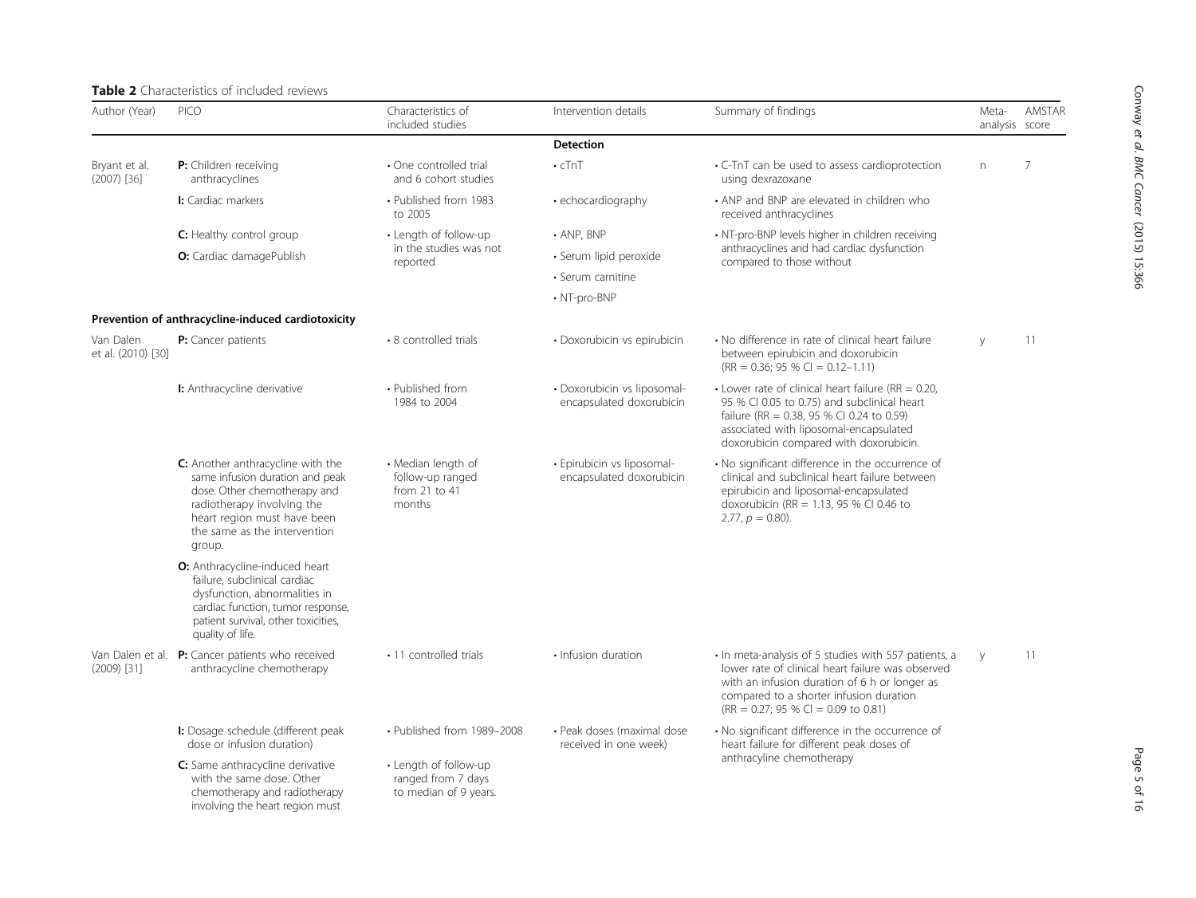**Table 2** Characteristics of included reviews

| Author (Year) | PICO | Characteristics of included studies | Intervention details | Summary of findings | Meta-analysis | AMSTAR score |
|---|---|---|---|---|---|---|
| | | | **Detection** | | | |
| Bryant et al. (2007) [36] | **P:** Children receiving anthracyclines<br>**I:** Cardiac markers<br>**C:** Healthy control group<br>**O:** Cardiac damagePublish | • One controlled trial and 6 cohort studies<br>• Published from 1983 to 2005<br>• Length of follow-up in the studies was not reported | • cTnT<br>• echocardiography<br>• ANP, BNP<br>• Serum lipid peroxide<br>• Serum carnitine<br>• NT-pro-BNP | • C-TnT can be used to assess cardioprotection using dexrazoxane<br>• ANP and BNP are elevated in children who received anthracyclines<br>• NT-pro-BNP levels higher in children receiving anthracyclines and had cardiac dysfunction compared to those without | n | 7 |
| **Prevention of anthracycline-induced cardiotoxicity** | | | | | | |
| Van Dalen et al. (2010) [30] | **P:** Cancer patients<br>**I:** Anthracycline derivative<br>**C:** Another anthracycline with the same infusion duration and peak dose. Other chemotherapy and radiotherapy involving the heart region must have been the same as the intervention group.<br>**O:** Anthracycline-induced heart failure, subclinical cardiac dysfunction, abnormalities in cardiac function, tumor response, patient survival, other toxicities, quality of life. | • 8 controlled trials<br>• Published from 1984 to 2004<br>• Median length of follow-up ranged from 21 to 41 months | • Doxorubicin vs epirubicin<br>• Doxorubicin vs liposomal-encapsulated doxorubicin<br>• Epirubicin vs liposomal-encapsulated doxorubicin | • No difference in rate of clinical heart failure between epirubicin and doxorubicin (RR = 0.36; 95 % CI = 0.12–1.11)<br>• Lower rate of clinical heart failure (RR = 0.20, 95 % CI 0.05 to 0.75) and subclinical heart failure (RR = 0.38, 95 % CI 0.24 to 0.59) associated with liposomal-encapsulated doxorubicin compared with doxorubicin.<br>• No significant difference in the occurrence of clinical and subclinical heart failure between epirubicin and liposomal-encapsulated doxorubicin (RR = 1.13, 95 % CI 0.46 to 2.77, $p = 0.80$). | y | 11 |
| Van Dalen et al. (2009) [31] | **P:** Cancer patients who received anthracycline chemotherapy<br>**I:** Dosage schedule (different peak dose or infusion duration)<br>**C:** Same anthracycline derivative with the same dose. Other chemotherapy and radiotherapy involving the heart region must | • 11 controlled trials<br>• Published from 1989–2008<br>• Length of follow-up ranged from 7 days to median of 9 years. | • Infusion duration<br>• Peak doses (maximal dose received in one week) | • In meta-analysis of 5 studies with 557 patients, a lower rate of clinical heart failure was observed with an infusion duration of 6 h or longer as compared to a shorter infusion duration (RR = 0.27; 95 % CI = 0.09 to 0.81)<br>• No significant difference in the occurrence of heart failure for different peak doses of anthracyline chemotherapy | y | 11 |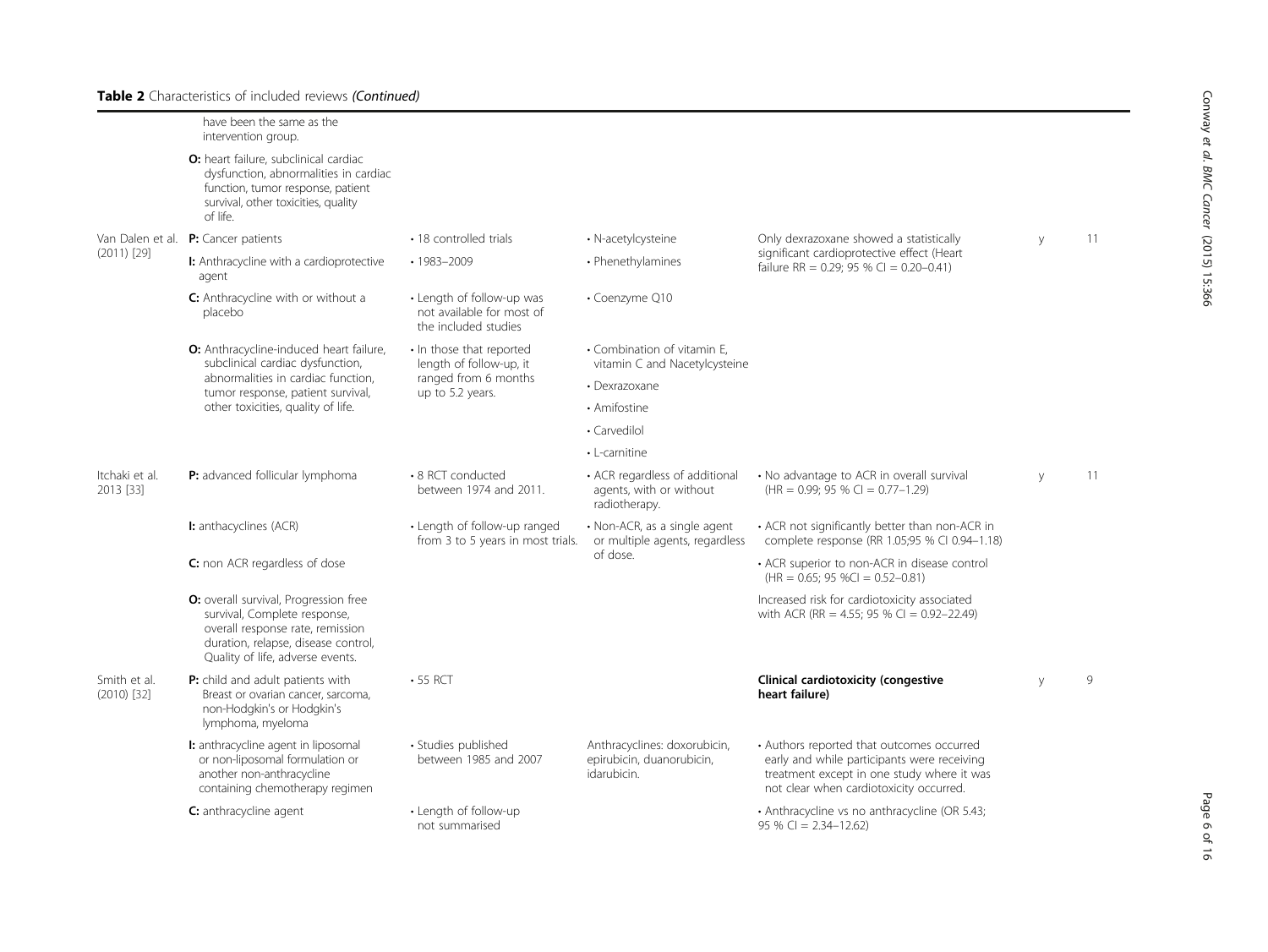**Table 2** Characteristics of included reviews *(Continued)*

| | | | | | | |
|---|---|---|---|---|---|---|
| | have been the same as the intervention group.<br>**O:** heart failure, subclinical cardiac dysfunction, abnormalities in cardiac function, tumor response, patient survival, other toxicities, quality of life. | | | | | |
| Van Dalen et al. (2011) [29] | **P:** Cancer patients<br>**I:** Anthracycline with a cardioprotective agent<br>**C:** Anthracycline with or without a placebo<br>**O:** Anthracycline-induced heart failure, subclinical cardiac dysfunction, abnormalities in cardiac function, tumor response, patient survival, other toxicities, quality of life. | • 18 controlled trials<br>• 1983–2009<br>• Length of follow-up was not available for most of the included studies<br>• In those that reported length of follow-up, it ranged from 6 months up to 5.2 years. | • N-acetylcysteine<br>• Phenethylamines<br>• Coenzyme Q10<br>• Combination of vitamin E, vitamin C and Nacetylcysteine<br>• Dexrazoxane<br>• Amifostine<br>• Carvedilol<br>• L-carnitine | Only dexrazoxane showed a statistically significant cardioprotective effect (Heart failure RR = 0.29; 95 % CI = 0.20–0.41) | y | 11 |
| Itchaki et al. 2013 [33] | **P:** advanced follicular lymphoma<br>**I:** anthacyclines (ACR)<br>**C:** non ACR regardless of dose<br>**O:** overall survival, Progression free survival, Complete response, overall response rate, remission duration, relapse, disease control, Quality of life, adverse events. | • 8 RCT conducted between 1974 and 2011.<br>• Length of follow-up ranged from 3 to 5 years in most trials. | • ACR regardless of additional agents, with or without radiotherapy.<br>• Non-ACR, as a single agent or multiple agents, regardless of dose. | • No advantage to ACR in overall survival (HR = 0.99; 95 % CI = 0.77–1.29)<br>• ACR not significantly better than non-ACR in complete response (RR 1.05;95 % CI 0.94–1.18)<br>• ACR superior to non-ACR in disease control (HR = 0.65; 95 %CI = 0.52–0.81)<br>Increased risk for cardiotoxicity associated with ACR (RR = 4.55; 95 % CI = 0.92–22.49) | y | 11 |
| Smith et al. (2010) [32] | **P:** child and adult patients with Breast or ovarian cancer, sarcoma, non-Hodgkin's or Hodgkin's lymphoma, myeloma<br>**I:** anthracycline agent in liposomal or non-liposomal formulation or another non-anthracycline containing chemotherapy regimen<br>**C:** anthracycline agent | • 55 RCT<br>• Studies published between 1985 and 2007<br>• Length of follow-up not summarised | Anthracyclines: doxorubicin, epirubicin, duanorubicin, idarubicin. | **Clinical cardiotoxicity (congestive heart failure)**<br>• Authors reported that outcomes occurred early and while participants were receiving treatment except in one study where it was not clear when cardiotoxicity occurred.<br>• Anthracycline vs no anthracycline (OR 5.43; 95 % CI = 2.34–12.62) | y | 9 |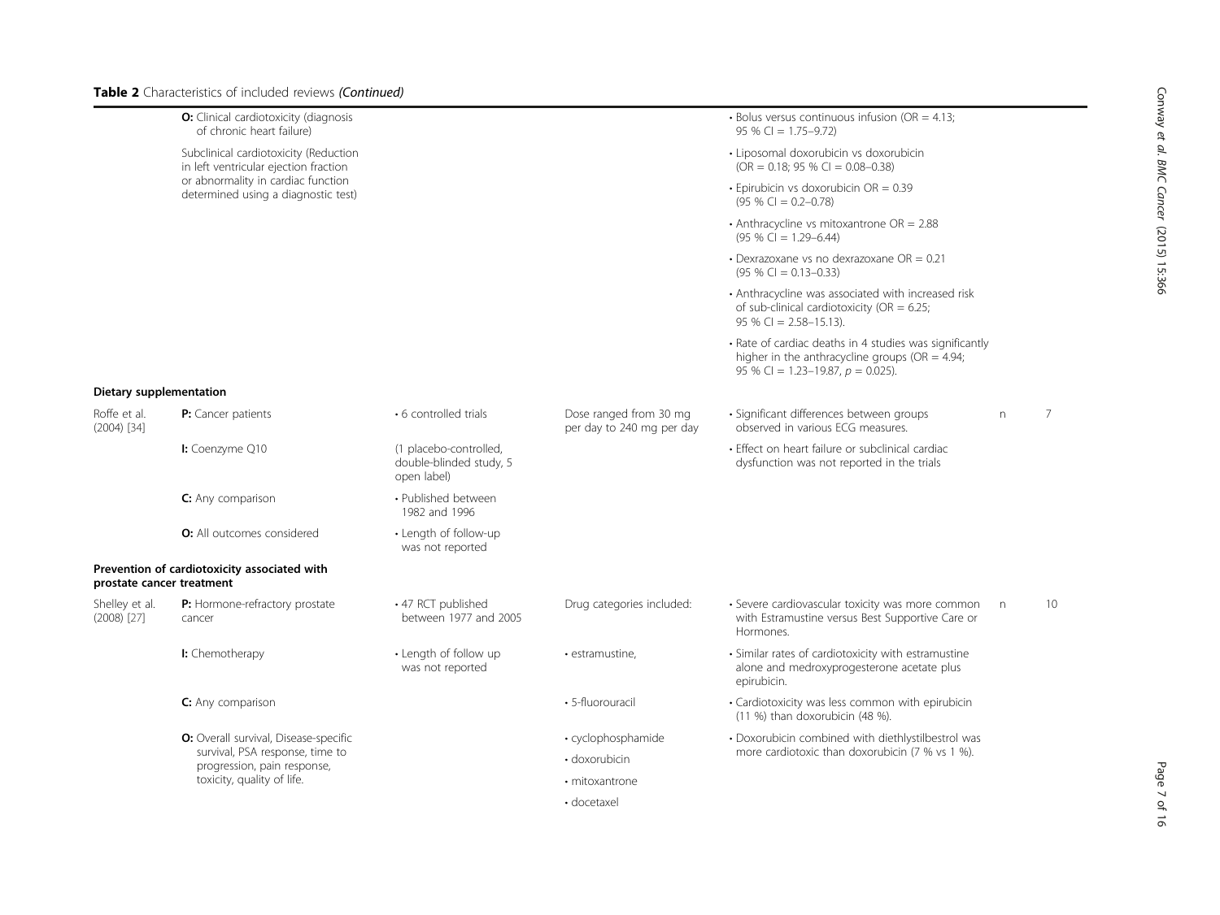**Table 2** Characteristics of included reviews *(Continued)*

| | | | | | | |
|---|---|---|---|---|---|---|
| | **O:** Clinical cardiotoxicity (diagnosis of chronic heart failure) | | | • Bolus versus continuous infusion (OR = 4.13; 95 % CI = 1.75–9.72) | | |
| | Subclinical cardiotoxicity (Reduction in left ventricular ejection fraction or abnormality in cardiac function determined using a diagnostic test) | | | • Liposomal doxorubicin vs doxorubicin (OR = 0.18; 95 % CI = 0.08–0.38) | | |
| | | | | • Epirubicin vs doxorubicin OR = 0.39 (95 % CI = 0.2–0.78) | | |
| | | | | • Anthracycline vs mitoxantrone OR = 2.88 (95 % CI = 1.29–6.44) | | |
| | | | | • Dexrazoxane vs no dexrazoxane OR = 0.21 (95 % CI = 0.13–0.33) | | |
| | | | | • Anthracycline was associated with increased risk of sub-clinical cardiotoxicity (OR = 6.25; 95 % CI = 2.58–15.13). | | |
| | | | | • Rate of cardiac deaths in 4 studies was significantly higher in the anthracycline groups (OR = 4.94; 95 % CI = 1.23–19.87, *p* = 0.025). | | |
| **Dietary supplementation** | | | | | | |
| Roffe et al. (2004) [34] | **P:** Cancer patients | • 6 controlled trials | Dose ranged from 30 mg per day to 240 mg per day | • Significant differences between groups observed in various ECG measures. | n | 7 |
| | **I:** Coenzyme Q10 | (1 placebo-controlled, double-blinded study, 5 open label) | | • Effect on heart failure or subclinical cardiac dysfunction was not reported in the trials | | |
| | **C:** Any comparison | • Published between 1982 and 1996 | | | | |
| | **O:** All outcomes considered | • Length of follow-up was not reported | | | | |
| **Prevention of cardiotoxicity associated with prostate cancer treatment** | | | | | | |
| Shelley et al. (2008) [27] | **P:** Hormone-refractory prostate cancer | • 47 RCT published between 1977 and 2005 | Drug categories included: | • Severe cardiovascular toxicity was more common with Estramustine versus Best Supportive Care or Hormones. | n | 10 |
| | **I:** Chemotherapy | • Length of follow up was not reported | • estramustine, | • Similar rates of cardiotoxicity with estramustine alone and medroxyprogesterone acetate plus epirubicin. | | |
| | **C:** Any comparison | | • 5-fluorouracil | • Cardiotoxicity was less common with epirubicin (11 %) than doxorubicin (48 %). | | |
| | **O:** Overall survival, Disease-specific survival, PSA response, time to progression, pain response, toxicity, quality of life. | | • cyclophosphamide<br>• doxorubicin<br>• mitoxantrone<br>• docetaxel | • Doxorubicin combined with diethlystilbestrol was more cardiotoxic than doxorubicin (7 % vs 1 %). | | |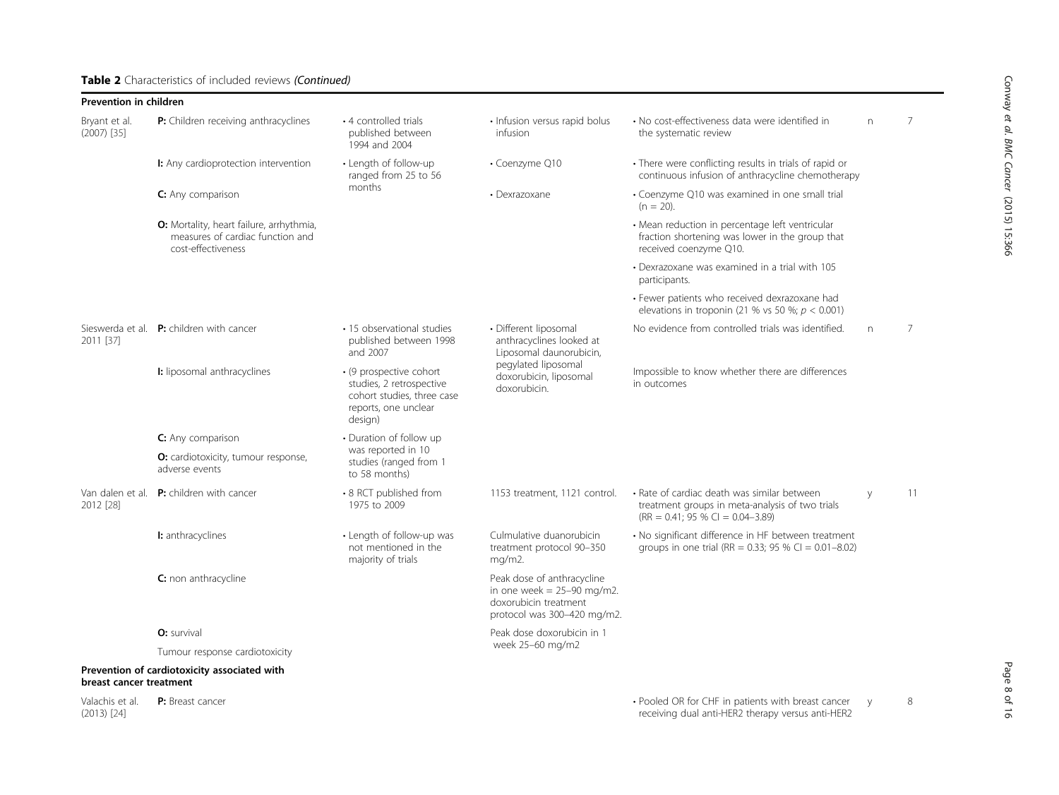**Table 2** Characteristics of included reviews *(Continued)*

| | | | | | | |
|---|---|---|---|---|---|---|
| **Prevention in children** | | | | | | |
| Bryant et al. (2007) [35] | **P:** Children receiving anthracyclines<br>**I:** Any cardioprotection intervention<br>**C:** Any comparison<br>**O:** Mortality, heart failure, arrhythmia, measures of cardiac function and cost-effectiveness | • 4 controlled trials published between 1994 and 2004<br>• Length of follow-up ranged from 25 to 56 months | • Infusion versus rapid bolus infusion<br>• Coenzyme Q10<br>• Dexrazoxane | • No cost-effectiveness data were identified in the systematic review<br>• There were conflicting results in trials of rapid or continuous infusion of anthracycline chemotherapy<br>• Coenzyme Q10 was examined in one small trial (n = 20).<br>• Mean reduction in percentage left ventricular fraction shortening was lower in the group that received coenzyme Q10.<br>• Dexrazoxane was examined in a trial with 105 participants.<br>• Fewer patients who received dexrazoxane had elevations in troponin (21 % vs 50 %; $p < 0.001$) | n | 7 |
| Sieswerda et al. 2011 [37] | **P:** children with cancer<br>**I:** liposomal anthracyclines<br>**C:** Any comparison<br>**O:** cardiotoxicity, tumour response, adverse events | • 15 observational studies published between 1998 and 2007<br>• (9 prospective cohort studies, 2 retrospective cohort studies, three case reports, one unclear design)<br>• Duration of follow up was reported in 10 studies (ranged from 1 to 58 months) | • Different liposomal anthracyclines looked at Liposomal daunorubicin, pegylated liposomal doxorubicin, liposomal doxorubicin. | No evidence from controlled trials was identified.<br>Impossible to know whether there are differences in outcomes | n | 7 |
| Van dalen et al. 2012 [28] | **P:** children with cancer<br>**I:** anthracyclines<br>**C:** non anthracycline<br>**O:** survival<br>Tumour response cardiotoxicity | • 8 RCT published from 1975 to 2009<br>• Length of follow-up was not mentioned in the majority of trials | 1153 treatment, 1121 control.<br>Culmulative duanorubicin treatment protocol 90–350 mg/m2.<br>Peak dose of anthracycline in one week = 25–90 mg/m2. doxorubicin treatment protocol was 300–420 mg/m2.<br>Peak dose doxorubicin in 1 week 25–60 mg/m2 | • Rate of cardiac death was similar between treatment groups in meta-analysis of two trials (RR = 0.41; 95 % CI = 0.04–3.89)<br>• No significant difference in HF between treatment groups in one trial (RR = 0.33; 95 % CI = 0.01–8.02) | y | 11 |
| **Prevention of cardiotoxicity associated with breast cancer treatment** | | | | | | |
| Valachis et al. (2013) [24] | **P:** Breast cancer | | | • Pooled OR for CHF in patients with breast cancer receiving dual anti-HER2 therapy versus anti-HER2 | y | 8 |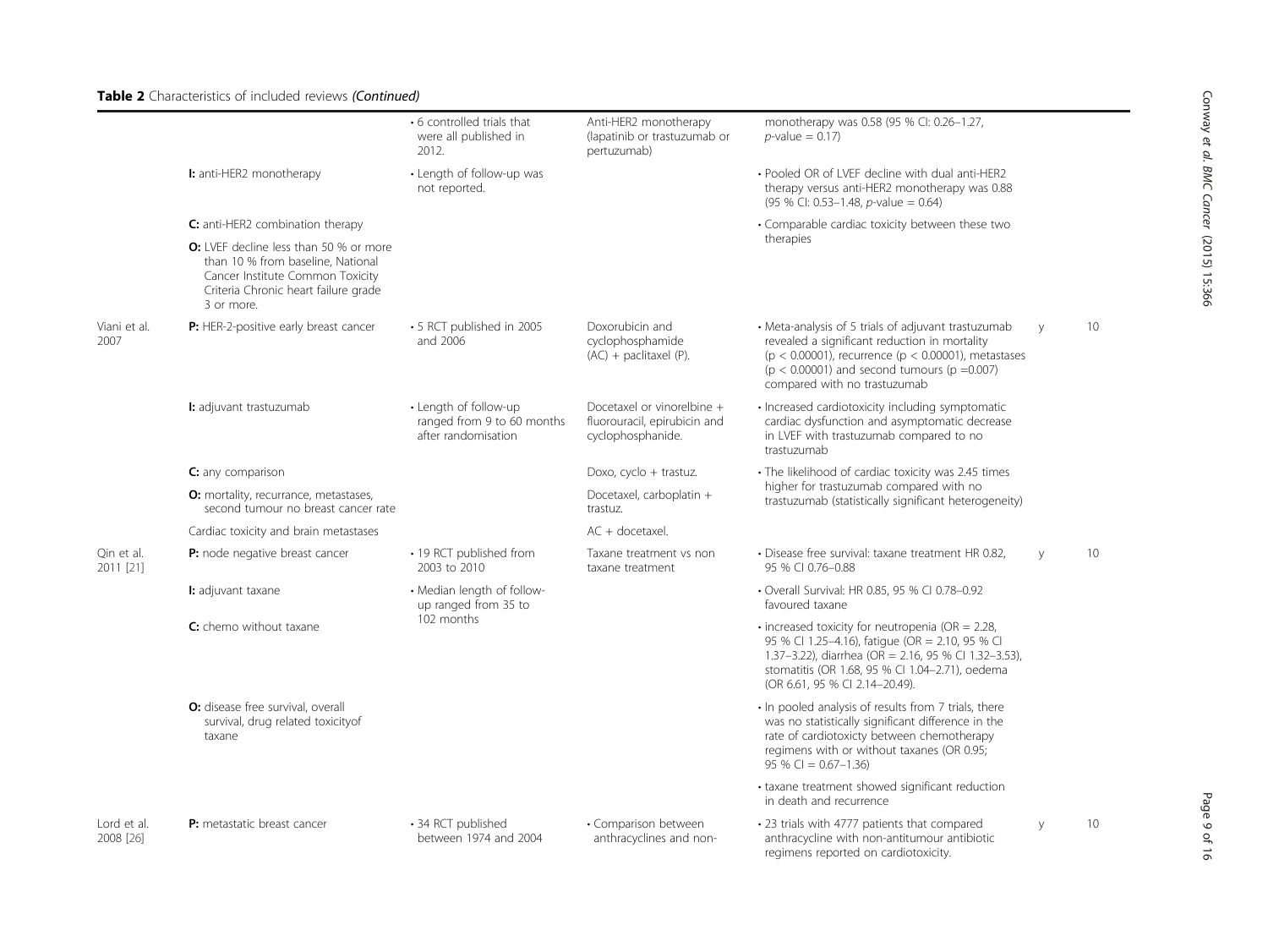**Table 2** Characteristics of included reviews *(Continued)*

| | | | | | | |
|---|---|---|---|---|---|---|
| | | • 6 controlled trials that were all published in 2012. | Anti-HER2 monotherapy (lapatinib or trastuzumab or pertuzumab) | monotherapy was 0.58 (95 % CI: 0.26–1.27, *p*-value = 0.17) | | |
| | **I:** anti-HER2 monotherapy | • Length of follow-up was not reported. | | • Pooled OR of LVEF decline with dual anti-HER2 therapy versus anti-HER2 monotherapy was 0.88 (95 % CI: 0.53–1.48, *p*-value = 0.64) | | |
| | **C:** anti-HER2 combination therapy | | | • Comparable cardiac toxicity between these two therapies | | |
| | **O:** LVEF decline less than 50 % or more than 10 % from baseline, National Cancer Institute Common Toxicity Criteria Chronic heart failure grade 3 or more. | | | | | |
| Viani et al. 2007 | **P:** HER-2-positive early breast cancer | • 5 RCT published in 2005 and 2006 | Doxorubicin and cyclophosphamide (AC) + paclitaxel (P). | • Meta-analysis of 5 trials of adjuvant trastuzumab revealed a significant reduction in mortality (p < 0.00001), recurrence (p < 0.00001), metastases (p < 0.00001) and second tumours (p =0.007) compared with no trastuzumab | y | 10 |
| | **I:** adjuvant trastuzumab | • Length of follow-up ranged from 9 to 60 months after randomisation | Docetaxel or vinorelbine + fluorouracil, epirubicin and cyclophosphanide. | • Increased cardiotoxicity including symptomatic cardiac dysfunction and asymptomatic decrease in LVEF with trastuzumab compared to no trastuzumab | | |
| | **C:** any comparison | | Doxo, cyclo + trastuz. | • The likelihood of cardiac toxicity was 2.45 times higher for trastuzumab compared with no trastuzumab (statistically significant heterogeneity) | | |
| | **O:** mortality, recurrance, metastases, second tumour no breast cancer rate | | Docetaxel, carboplatin + trastuz. | | | |
| | Cardiac toxicity and brain metastases | | AC + docetaxel. | | | |
| Qin et al. 2011 [21] | **P:** node negative breast cancer | • 19 RCT published from 2003 to 2010 | Taxane treatment vs non taxane treatment | • Disease free survival: taxane treatment HR 0.82, 95 % CI 0.76–0.88 | y | 10 |
| | **I:** adjuvant taxane | • Median length of follow-up ranged from 35 to 102 months | | • Overall Survival: HR 0.85, 95 % CI 0.78–0.92 favoured taxane | | |
| | **C:** chemo without taxane | | | • increased toxicity for neutropenia (OR = 2.28, 95 % CI 1.25–4.16), fatigue (OR = 2.10, 95 % CI 1.37–3.22), diarrhea (OR = 2.16, 95 % CI 1.32–3.53), stomatitis (OR 1.68, 95 % CI 1.04–2.71), oedema (OR 6.61, 95 % CI 2.14–20.49). | | |
| | **O:** disease free survival, overall survival, drug related toxicityof taxane | | | • In pooled analysis of results from 7 trials, there was no statistically significant difference in the rate of cardiotoxicty between chemotherapy regimens with or without taxanes (OR 0.95; 95 % CI = 0.67–1.36) | | |
| | | | | • taxane treatment showed significant reduction in death and recurrence | | |
| Lord et al. 2008 [26] | **P:** metastatic breast cancer | • 34 RCT published between 1974 and 2004 | • Comparison between anthracyclines and non- | • 23 trials with 4777 patients that compared anthracycline with non-antitumour antibiotic regimens reported on cardiotoxicity. | y | 10 |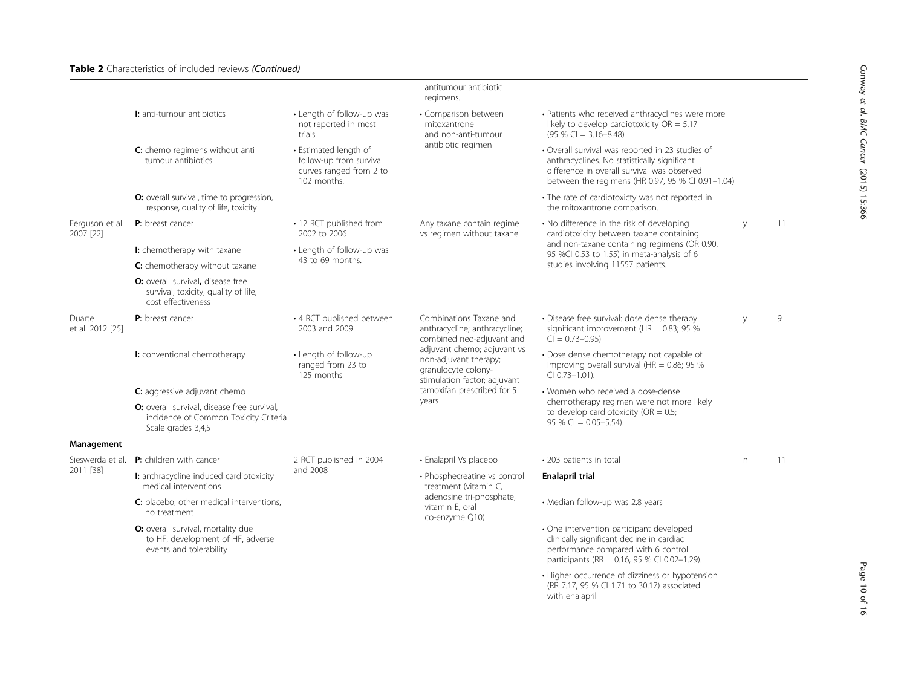**Table 2** Characteristics of included reviews *(Continued)*

| | | | | | | |
|---|---|---|---|---|---|---|
| | | | antitumour antibiotic regimens. | | | |
| | **I:** anti-tumour antibiotics | • Length of follow-up was not reported in most trials | • Comparison between mitoxantrone and non-anti-tumour antibiotic regimen | • Patients who received anthracyclines were more likely to develop cardiotoxicity OR = 5.17 (95 % CI = 3.16–8.48) | | |
| | **C:** chemo regimens without anti tumour antibiotics | • Estimated length of follow-up from survival curves ranged from 2 to 102 months. | | • Overall survival was reported in 23 studies of anthracyclines. No statistically significant difference in overall survival was observed between the regimens (HR 0.97, 95 % CI 0.91–1.04) | | |
| | **O:** overall survival, time to progression, response, quality of life, toxicity | | | • The rate of cardiotoxicty was not reported in the mitoxantrone comparison. | | |
| Ferguson et al. 2007 [22] | **P:** breast cancer | • 12 RCT published from 2002 to 2006 | Any taxane contain regime vs regimen without taxane | • No difference in the risk of developing cardiotoxicity between taxane containing and non-taxane containing regimens (OR 0.90, 95 %CI 0.53 to 1.55) in meta-analysis of 6 studies involving 11557 patients. | y | 11 |
| | **I:** chemotherapy with taxane | • Length of follow-up was 43 to 69 months. | | | | |
| | **C:** chemotherapy without taxane | | | | | |
| | **O:** overall survival, disease free survival, toxicity, quality of life, cost effectiveness | | | | | |
| Duarte et al. 2012 [25] | **P:** breast cancer | • 4 RCT published between 2003 and 2009 | Combinations Taxane and anthracycline; anthracycline; combined neo-adjuvant and adjuvant chemo; adjuvant vs non-adjuvant therapy; granulocyte colony-stimulation factor; adjuvant tamoxifan prescribed for 5 years | • Disease free survival: dose dense therapy significant improvement (HR = 0.83; 95 % CI = 0.73–0.95) | y | 9 |
| | **I:** conventional chemotherapy | • Length of follow-up ranged from 23 to 125 months | | • Dose dense chemotherapy not capable of improving overall survival (HR = 0.86; 95 % CI 0.73–1.01). | | |
| | **C:** aggressive adjuvant chemo | | | • Women who received a dose-dense chemotherapy regimen were not more likely to develop cardiotoxicity (OR = 0.5; 95 % CI = 0.05–5.54). | | |
| | **O:** overall survival, disease free survival, incidence of Common Toxicity Criteria Scale grades 3,4,5 | | | | | |
| **Management** | | | | | | |
| Sieswerda et al. 2011 [38] | **P:** children with cancer | 2 RCT published in 2004 and 2008 | • Enalapril Vs placebo | • 203 patients in total | n | 11 |
| | **I:** anthracycline induced cardiotoxicity medical interventions | | • Phosphecreatine vs control treatment (vitamin C, adenosine tri-phosphate, vitamin E, oral co-enzyme Q10) | **Enalapril trial** | | |
| | **C:** placebo, other medical interventions, no treatment | | | • Median follow-up was 2.8 years | | |
| | **O:** overall survival, mortality due to HF, development of HF, adverse events and tolerability | | | • One intervention participant developed clinically significant decline in cardiac performance compared with 6 control participants (RR = 0.16, 95 % CI 0.02–1.29). | | |
| | | | | • Higher occurrence of dizziness or hypotension (RR 7.17, 95 % CI 1.71 to 30.17) associated with enalapril | | |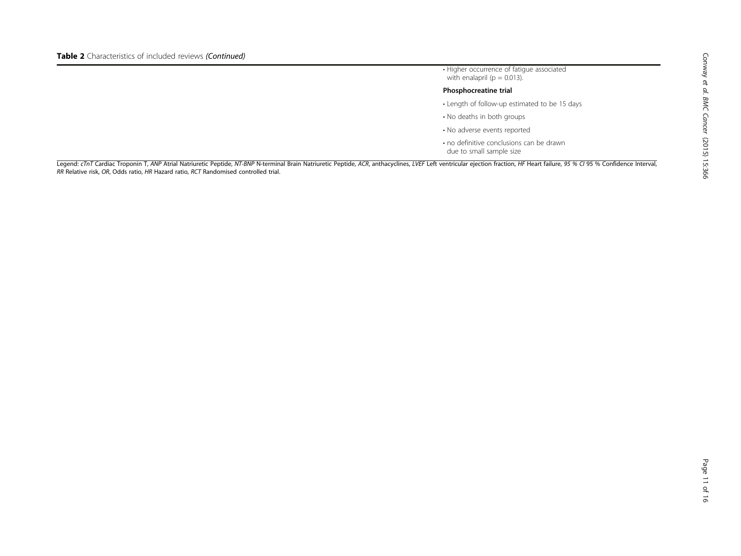**Table 2** Characteristics of included reviews *(Continued)*

| | | | | |
|---|---|---|---|---|
| | | | | • Higher occurrence of fatigue associated with enalapril (p = 0.013).<br><br>**Phosphocreatine trial**<br><br>• Length of follow-up estimated to be 15 days<br><br>• No deaths in both groups<br><br>• No adverse events reported<br><br>• no definitive conclusions can be drawn due to small sample size |

Legend: *cTnT* Cardiac Troponin T, *ANP* Atrial Natriuretic Peptide, *NT-BNP* N-terminal Brain Natriuretic Peptide, *ACR*, anthacyclines, *LVEF* Left ventricular ejection fraction, *HF* Heart failure, *95 % CI* 95 % Confidence Interval, *RR* Relative risk, *OR*, Odds ratio, *HR* Hazard ratio, *RCT* Randomised controlled trial.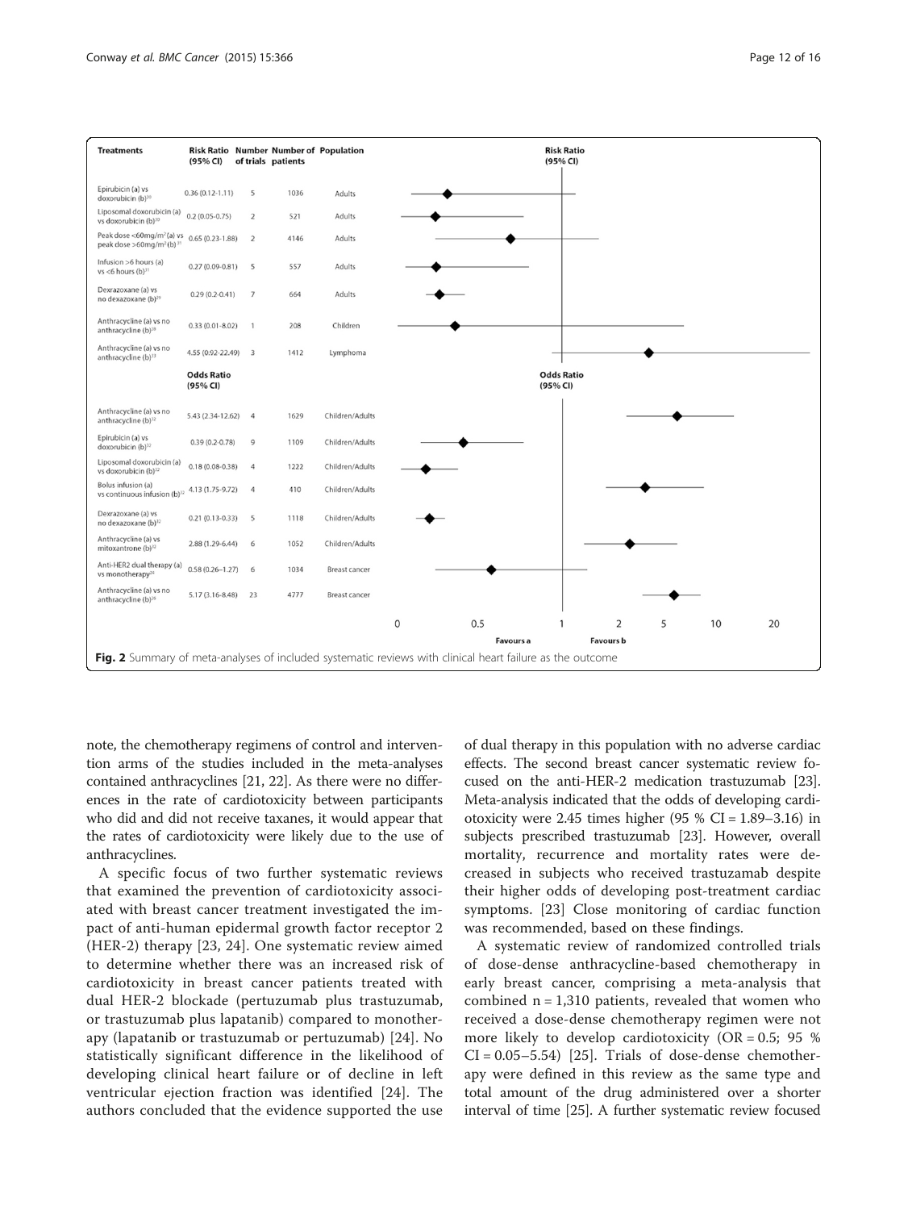| Treatments | Risk Ratio (95% CI) | Number of trials | Number of patients | Population |
|---|---|---|---|---|
| Epirubicin (a) vs doxorubicin (b)[30] | 0.36 (0.12-1.11) | 5 | 1036 | Adults |
| Liposomal doxorubicin (a) vs doxorubicin (b)[30] | 0.2 (0.05-0.75) | 2 | 521 | Adults |
| Peak dose <60mg/m²(a) vs peak dose >60mg/m²(b)[31] | 0.65 (0.23-1.88) | 2 | 4146 | Adults |
| Infusion >6 hours (a) vs <6 hours (b)[31] | 0.27 (0.09-0.81) | 5 | 557 | Adults |
| Dexrazoxane (a) vs no dexazoxane (b)[29] | 0.29 (0.2-0.41) | 7 | 664 | Adults |
| Anthracycline (a) vs no anthracycline (b)[28] | 0.33 (0.01-8.02) | 1 | 208 | Children |
| Anthracycline (a) vs no anthracycline (b)[33] | 4.55 (0.92-22.49) | 3 | 1412 | Lymphoma |
| | **Odds Ratio (95% CI)** | | | |
| Anthracycline (a) vs no anthracycline (b)[32] | 5.43 (2.34-12.62) | 4 | 1629 | Children/Adults |
| Epirubicin (a) vs doxorubicin (b)[32] | 0.39 (0.2-0.78) | 9 | 1109 | Children/Adults |
| Liposomal doxorubicin (a) vs doxorubicin (b)[32] | 0.18 (0.08-0.38) | 4 | 1222 | Children/Adults |
| Bolus infusion (a) vs continuous infusion (b)[32] | 4.13 (1.75-9.72) | 4 | 410 | Children/Adults |
| Dexrazoxane (a) vs no dexazoxane (b)[32] | 0.21 (0.13-0.33) | 5 | 1118 | Children/Adults |
| Anthracycline (a) vs mitoxantrone (b)[32] | 2.88 (1.29-6.44) | 6 | 1052 | Children/Adults |
| Anti-HER2 dual therapy (a) vs monotherapy[24] | 0.58 (0.26–1.27) | 6 | 1034 | Breast cancer |
| Anthracycline (a) vs no anthracycline (b)[26] | 5.17 (3.16-8.48) | 23 | 4777 | Breast cancer |

Favours a — Favours b

**Fig. 2** Summary of meta-analyses of included systematic reviews with clinical heart failure as the outcome

note, the chemotherapy regimens of control and intervention arms of the studies included in the meta-analyses contained anthracyclines [21, 22]. As there were no differences in the rate of cardiotoxicity between participants who did and did not receive taxanes, it would appear that the rates of cardiotoxicity were likely due to the use of anthracyclines.

A specific focus of two further systematic reviews that examined the prevention of cardiotoxicity associated with breast cancer treatment investigated the impact of anti-human epidermal growth factor receptor 2 (HER-2) therapy [23, 24]. One systematic review aimed to determine whether there was an increased risk of cardiotoxicity in breast cancer patients treated with dual HER-2 blockade (pertuzumab plus trastuzumab, or trastuzumab plus lapatanib) compared to monotherapy (lapatanib or trastuzumab or pertuzumab) [24]. No statistically significant difference in the likelihood of developing clinical heart failure or of decline in left ventricular ejection fraction was identified [24]. The authors concluded that the evidence supported the use of dual therapy in this population with no adverse cardiac effects. The second breast cancer systematic review focused on the anti-HER-2 medication trastuzumab [23]. Meta-analysis indicated that the odds of developing cardiotoxicity were 2.45 times higher (95 % CI = 1.89–3.16) in subjects prescribed trastuzumab [23]. However, overall mortality, recurrence and mortality rates were decreased in subjects who received trastuzamab despite their higher odds of developing post-treatment cardiac symptoms. [23] Close monitoring of cardiac function was recommended, based on these findings.

A systematic review of randomized controlled trials of dose-dense anthracycline-based chemotherapy in early breast cancer, comprising a meta-analysis that combined n = 1,310 patients, revealed that women who received a dose-dense chemotherapy regimen were not more likely to develop cardiotoxicity (OR = 0.5; 95 % CI = 0.05–5.54) [25]. Trials of dose-dense chemotherapy were defined in this review as the same type and total amount of the drug administered over a shorter interval of time [25]. A further systematic review focused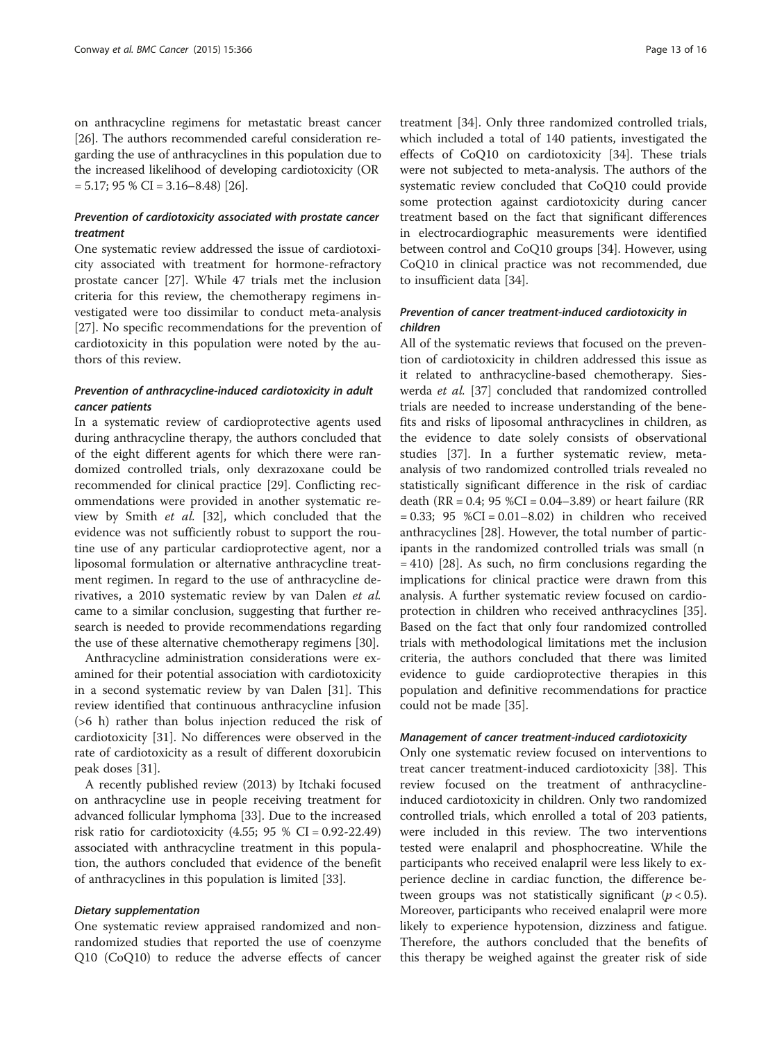on anthracycline regimens for metastatic breast cancer [26]. The authors recommended careful consideration regarding the use of anthracyclines in this population due to the increased likelihood of developing cardiotoxicity (OR = 5.17; 95 % CI = 3.16–8.48) [26].

#### *Prevention of cardiotoxicity associated with prostate cancer treatment*

One systematic review addressed the issue of cardiotoxicity associated with treatment for hormone-refractory prostate cancer [27]. While 47 trials met the inclusion criteria for this review, the chemotherapy regimens investigated were too dissimilar to conduct meta-analysis [27]. No specific recommendations for the prevention of cardiotoxicity in this population were noted by the authors of this review.

#### *Prevention of anthracycline-induced cardiotoxicity in adult cancer patients*

In a systematic review of cardioprotective agents used during anthracycline therapy, the authors concluded that of the eight different agents for which there were randomized controlled trials, only dexrazoxane could be recommended for clinical practice [29]. Conflicting recommendations were provided in another systematic review by Smith *et al.* [32], which concluded that the evidence was not sufficiently robust to support the routine use of any particular cardioprotective agent, nor a liposomal formulation or alternative anthracycline treatment regimen. In regard to the use of anthracycline derivatives, a 2010 systematic review by van Dalen *et al.* came to a similar conclusion, suggesting that further research is needed to provide recommendations regarding the use of these alternative chemotherapy regimens [30].

Anthracycline administration considerations were examined for their potential association with cardiotoxicity in a second systematic review by van Dalen [31]. This review identified that continuous anthracycline infusion (>6 h) rather than bolus injection reduced the risk of cardiotoxicity [31]. No differences were observed in the rate of cardiotoxicity as a result of different doxorubicin peak doses [31].

A recently published review (2013) by Itchaki focused on anthracycline use in people receiving treatment for advanced follicular lymphoma [33]. Due to the increased risk ratio for cardiotoxicity (4.55; 95 % CI = 0.92-22.49) associated with anthracycline treatment in this population, the authors concluded that evidence of the benefit of anthracyclines in this population is limited [33].

#### *Dietary supplementation*

One systematic review appraised randomized and non-randomized studies that reported the use of coenzyme Q10 (CoQ10) to reduce the adverse effects of cancer treatment [34]. Only three randomized controlled trials, which included a total of 140 patients, investigated the effects of CoQ10 on cardiotoxicity [34]. These trials were not subjected to meta-analysis. The authors of the systematic review concluded that CoQ10 could provide some protection against cardiotoxicity during cancer treatment based on the fact that significant differences in electrocardiographic measurements were identified between control and CoQ10 groups [34]. However, using CoQ10 in clinical practice was not recommended, due to insufficient data [34].

#### *Prevention of cancer treatment-induced cardiotoxicity in children*

All of the systematic reviews that focused on the prevention of cardiotoxicity in children addressed this issue as it related to anthracycline-based chemotherapy. Sieswerda *et al.* [37] concluded that randomized controlled trials are needed to increase understanding of the benefits and risks of liposomal anthracyclines in children, as the evidence to date solely consists of observational studies [37]. In a further systematic review, meta-analysis of two randomized controlled trials revealed no statistically significant difference in the risk of cardiac death (RR = 0.4; 95 %CI = 0.04–3.89) or heart failure (RR = 0.33; 95 %CI = 0.01–8.02) in children who received anthracyclines [28]. However, the total number of participants in the randomized controlled trials was small (n = 410) [28]. As such, no firm conclusions regarding the implications for clinical practice were drawn from this analysis. A further systematic review focused on cardioprotection in children who received anthracyclines [35]. Based on the fact that only four randomized controlled trials with methodological limitations met the inclusion criteria, the authors concluded that there was limited evidence to guide cardioprotective therapies in this population and definitive recommendations for practice could not be made [35].

#### *Management of cancer treatment-induced cardiotoxicity*

Only one systematic review focused on interventions to treat cancer treatment-induced cardiotoxicity [38]. This review focused on the treatment of anthracycline-induced cardiotoxicity in children. Only two randomized controlled trials, which enrolled a total of 203 patients, were included in this review. The two interventions tested were enalapril and phosphocreatine. While the participants who received enalapril were less likely to experience decline in cardiac function, the difference between groups was not statistically significant ($p < 0.5$). Moreover, participants who received enalapril were more likely to experience hypotension, dizziness and fatigue. Therefore, the authors concluded that the benefits of this therapy be weighed against the greater risk of side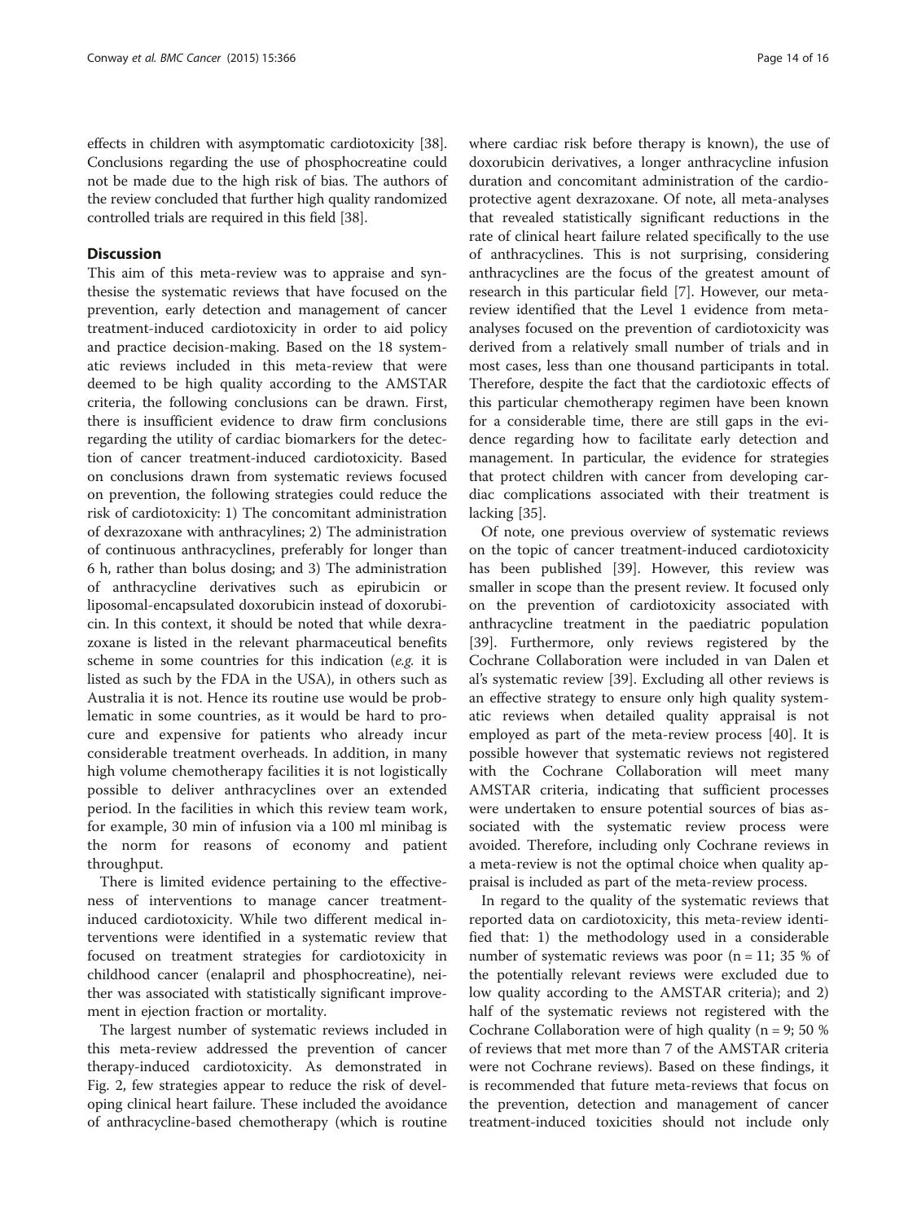effects in children with asymptomatic cardiotoxicity [38]. Conclusions regarding the use of phosphocreatine could not be made due to the high risk of bias. The authors of the review concluded that further high quality randomized controlled trials are required in this field [38].

## Discussion

This aim of this meta-review was to appraise and synthesise the systematic reviews that have focused on the prevention, early detection and management of cancer treatment-induced cardiotoxicity in order to aid policy and practice decision-making. Based on the 18 systematic reviews included in this meta-review that were deemed to be high quality according to the AMSTAR criteria, the following conclusions can be drawn. First, there is insufficient evidence to draw firm conclusions regarding the utility of cardiac biomarkers for the detection of cancer treatment-induced cardiotoxicity. Based on conclusions drawn from systematic reviews focused on prevention, the following strategies could reduce the risk of cardiotoxicity: 1) The concomitant administration of dexrazoxane with anthracyclines; 2) The administration of continuous anthracyclines, preferably for longer than 6 h, rather than bolus dosing; and 3) The administration of anthracycline derivatives such as epirubicin or liposomal-encapsulated doxorubicin instead of doxorubicin. In this context, it should be noted that while dexrazoxane is listed in the relevant pharmaceutical benefits scheme in some countries for this indication (*e.g.* it is listed as such by the FDA in the USA), in others such as Australia it is not. Hence its routine use would be problematic in some countries, as it would be hard to procure and expensive for patients who already incur considerable treatment overheads. In addition, in many high volume chemotherapy facilities it is not logistically possible to deliver anthracyclines over an extended period. In the facilities in which this review team work, for example, 30 min of infusion via a 100 ml minibag is the norm for reasons of economy and patient throughput.

There is limited evidence pertaining to the effectiveness of interventions to manage cancer treatment-induced cardiotoxicity. While two different medical interventions were identified in a systematic review that focused on treatment strategies for cardiotoxicity in childhood cancer (enalapril and phosphocreatine), neither was associated with statistically significant improvement in ejection fraction or mortality.

The largest number of systematic reviews included in this meta-review addressed the prevention of cancer therapy-induced cardiotoxicity. As demonstrated in Fig. 2, few strategies appear to reduce the risk of developing clinical heart failure. These included the avoidance of anthracycline-based chemotherapy (which is routine where cardiac risk before therapy is known), the use of doxorubicin derivatives, a longer anthracycline infusion duration and concomitant administration of the cardioprotective agent dexrazoxane. Of note, all meta-analyses that revealed statistically significant reductions in the rate of clinical heart failure related specifically to the use of anthracyclines. This is not surprising, considering anthracyclines are the focus of the greatest amount of research in this particular field [7]. However, our meta-review identified that the Level 1 evidence from meta-analyses focused on the prevention of cardiotoxicity was derived from a relatively small number of trials and in most cases, less than one thousand participants in total. Therefore, despite the fact that the cardiotoxic effects of this particular chemotherapy regimen have been known for a considerable time, there are still gaps in the evidence regarding how to facilitate early detection and management. In particular, the evidence for strategies that protect children with cancer from developing cardiac complications associated with their treatment is lacking [35].

Of note, one previous overview of systematic reviews on the topic of cancer treatment-induced cardiotoxicity has been published [39]. However, this review was smaller in scope than the present review. It focused only on the prevention of cardiotoxicity associated with anthracycline treatment in the paediatric population [39]. Furthermore, only reviews registered by the Cochrane Collaboration were included in van Dalen et al's systematic review [39]. Excluding all other reviews is an effective strategy to ensure only high quality systematic reviews when detailed quality appraisal is not employed as part of the meta-review process [40]. It is possible however that systematic reviews not registered with the Cochrane Collaboration will meet many AMSTAR criteria, indicating that sufficient processes were undertaken to ensure potential sources of bias associated with the systematic review process were avoided. Therefore, including only Cochrane reviews in a meta-review is not the optimal choice when quality appraisal is included as part of the meta-review process.

In regard to the quality of the systematic reviews that reported data on cardiotoxicity, this meta-review identified that: 1) the methodology used in a considerable number of systematic reviews was poor (n = 11; 35 % of the potentially relevant reviews were excluded due to low quality according to the AMSTAR criteria); and 2) half of the systematic reviews not registered with the Cochrane Collaboration were of high quality (n = 9; 50 % of reviews that met more than 7 of the AMSTAR criteria were not Cochrane reviews). Based on these findings, it is recommended that future meta-reviews that focus on the prevention, detection and management of cancer treatment-induced toxicities should not include only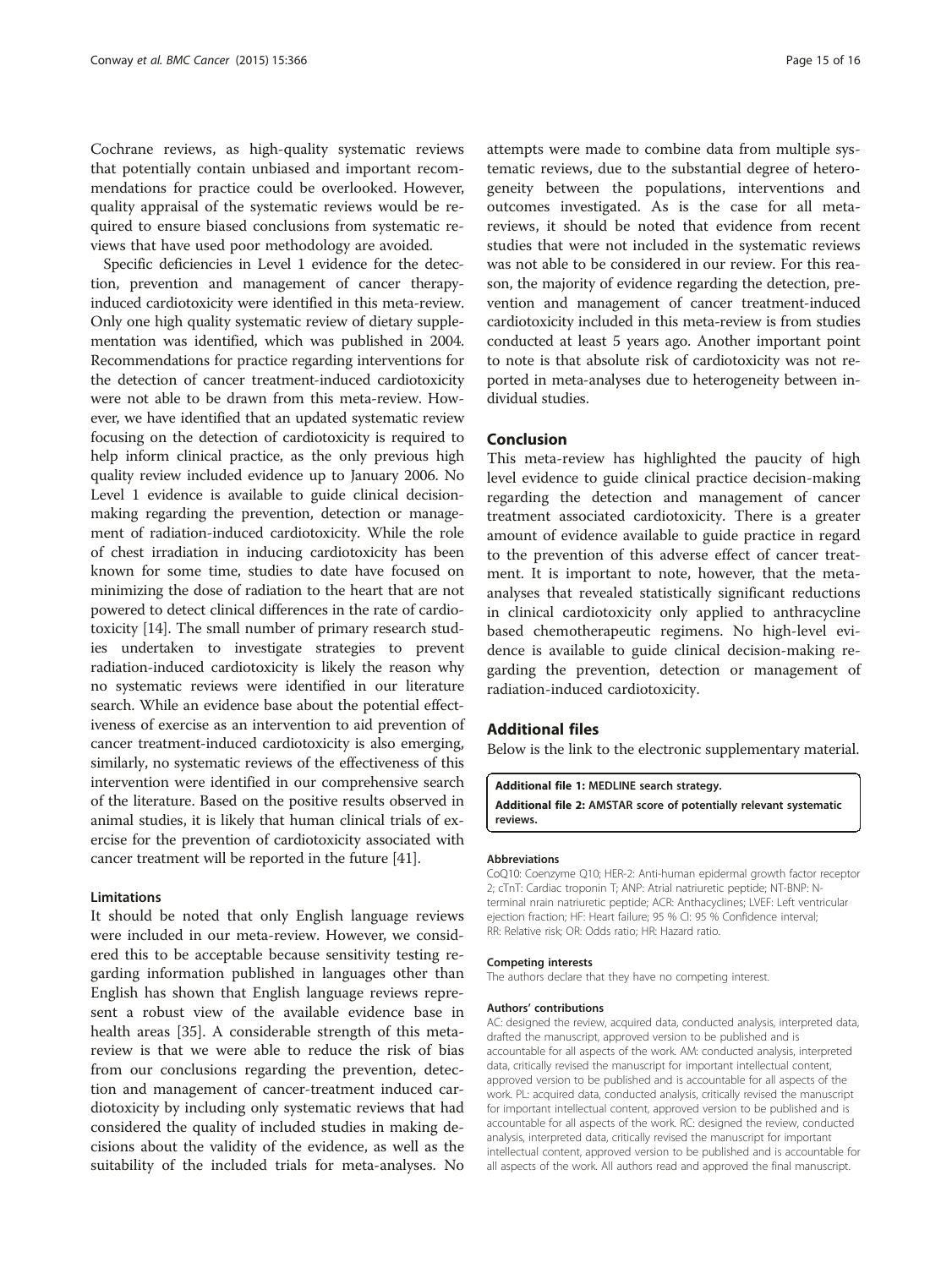Cochrane reviews, as high-quality systematic reviews that potentially contain unbiased and important recommendations for practice could be overlooked. However, quality appraisal of the systematic reviews would be required to ensure biased conclusions from systematic reviews that have used poor methodology are avoided.

Specific deficiencies in Level 1 evidence for the detection, prevention and management of cancer therapy-induced cardiotoxicity were identified in this meta-review. Only one high quality systematic review of dietary supplementation was identified, which was published in 2004. Recommendations for practice regarding interventions for the detection of cancer treatment-induced cardiotoxicity were not able to be drawn from this meta-review. However, we have identified that an updated systematic review focusing on the detection of cardiotoxicity is required to help inform clinical practice, as the only previous high quality review included evidence up to January 2006. No Level 1 evidence is available to guide clinical decision-making regarding the prevention, detection or management of radiation-induced cardiotoxicity. While the role of chest irradiation in inducing cardiotoxicity has been known for some time, studies to date have focused on minimizing the dose of radiation to the heart that are not powered to detect clinical differences in the rate of cardiotoxicity [14]. The small number of primary research studies undertaken to investigate strategies to prevent radiation-induced cardiotoxicity is likely the reason why no systematic reviews were identified in our literature search. While an evidence base about the potential effectiveness of exercise as an intervention to aid prevention of cancer treatment-induced cardiotoxicity is also emerging, similarly, no systematic reviews of the effectiveness of this intervention were identified in our comprehensive search of the literature. Based on the positive results observed in animal studies, it is likely that human clinical trials of exercise for the prevention of cardiotoxicity associated with cancer treatment will be reported in the future [41].

### Limitations

It should be noted that only English language reviews were included in our meta-review. However, we considered this to be acceptable because sensitivity testing regarding information published in languages other than English has shown that English language reviews represent a robust view of the available evidence base in health areas [35]. A considerable strength of this meta-review is that we were able to reduce the risk of bias from our conclusions regarding the prevention, detection and management of cancer-treatment induced cardiotoxicity by including only systematic reviews that had considered the quality of included studies in making decisions about the validity of the evidence, as well as the suitability of the included trials for meta-analyses. No attempts were made to combine data from multiple systematic reviews, due to the substantial degree of heterogeneity between the populations, interventions and outcomes investigated. As is the case for all meta-reviews, it should be noted that evidence from recent studies that were not included in the systematic reviews was not able to be considered in our review. For this reason, the majority of evidence regarding the detection, prevention and management of cancer treatment-induced cardiotoxicity included in this meta-review is from studies conducted at least 5 years ago. Another important point to note is that absolute risk of cardiotoxicity was not reported in meta-analyses due to heterogeneity between individual studies.

## Conclusion

This meta-review has highlighted the paucity of high level evidence to guide clinical practice decision-making regarding the detection and management of cancer treatment associated cardiotoxicity. There is a greater amount of evidence available to guide practice in regard to the prevention of this adverse effect of cancer treatment. It is important to note, however, that the meta-analyses that revealed statistically significant reductions in clinical cardiotoxicity only applied to anthracycline based chemotherapeutic regimens. No high-level evidence is available to guide clinical decision-making regarding the prevention, detection or management of radiation-induced cardiotoxicity.

## Additional files

Below is the link to the electronic supplementary material.

**Additional file 1: MEDLINE search strategy.**

**Additional file 2: AMSTAR score of potentially relevant systematic reviews.**

#### Abbreviations

CoQ10: Coenzyme Q10; HER-2: Anti-human epidermal growth factor receptor 2; cTnT: Cardiac troponin T; ANP: Atrial natriuretic peptide; NT-BNP: N-terminal nrain natriuretic peptide; ACR: Anthacyclines; LVEF: Left ventricular ejection fraction; HF: Heart failure; 95 % CI: 95 % Confidence interval; RR: Relative risk; OR: Odds ratio; HR: Hazard ratio.

#### Competing interests

The authors declare that they have no competing interest.

#### Authors' contributions

AC: designed the review, acquired data, conducted analysis, interpreted data, drafted the manuscript, approved version to be published and is accountable for all aspects of the work. AM: conducted analysis, interpreted data, critically revised the manuscript for important intellectual content, approved version to be published and is accountable for all aspects of the work. PL: acquired data, conducted analysis, critically revised the manuscript for important intellectual content, approved version to be published and is accountable for all aspects of the work. RC: designed the review, conducted analysis, interpreted data, critically revised the manuscript for important intellectual content, approved version to be published and is accountable for all aspects of the work. All authors read and approved the final manuscript.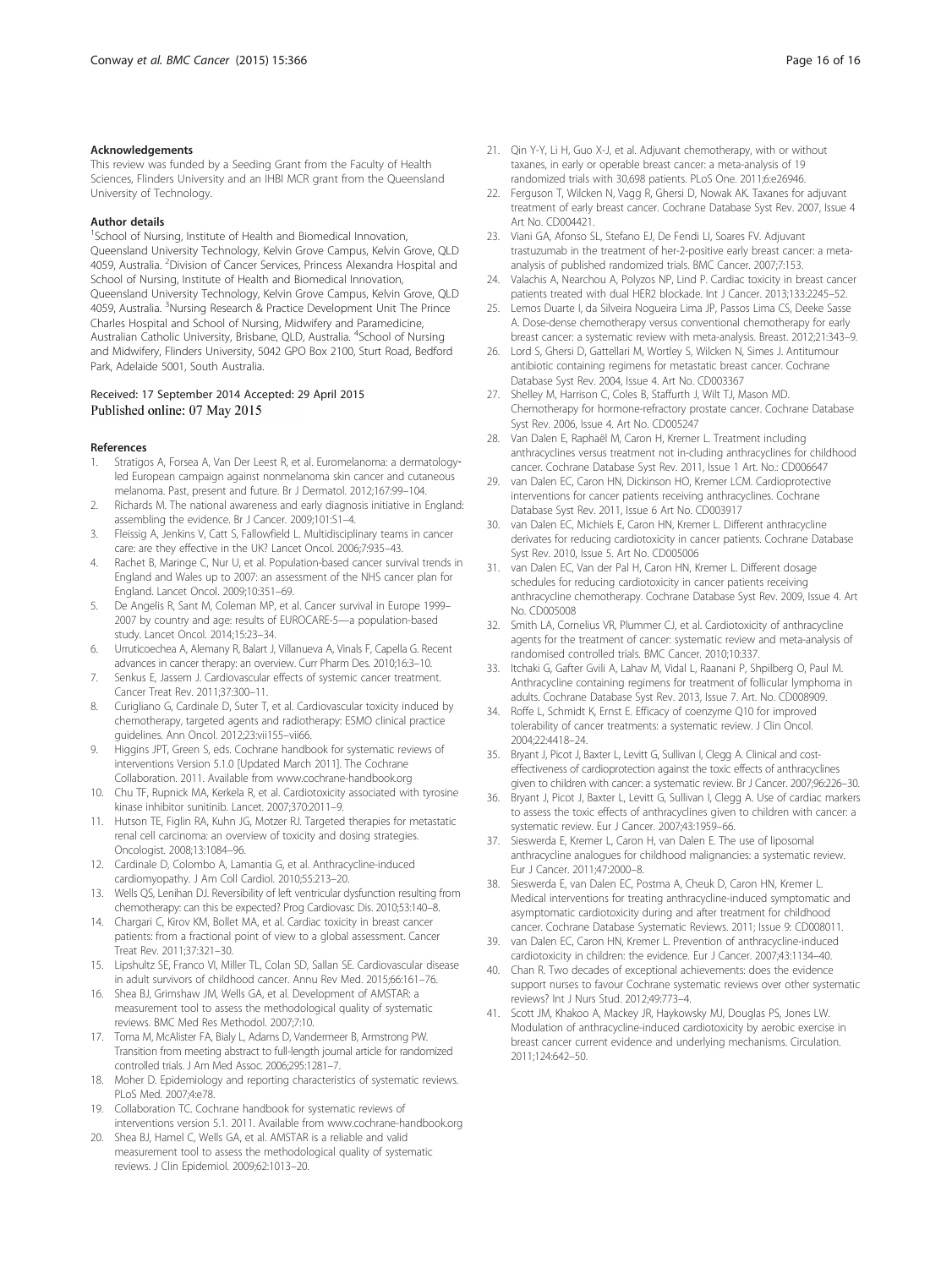## Acknowledgements

This review was funded by a Seeding Grant from the Faculty of Health Sciences, Flinders University and an IHBI MCR grant from the Queensland University of Technology.

## Author details

[1]School of Nursing, Institute of Health and Biomedical Innovation, Queensland University Technology, Kelvin Grove Campus, Kelvin Grove, QLD 4059, Australia. [2]Division of Cancer Services, Princess Alexandra Hospital and School of Nursing, Institute of Health and Biomedical Innovation, Queensland University Technology, Kelvin Grove Campus, Kelvin Grove, QLD 4059, Australia. [3]Nursing Research & Practice Development Unit The Prince Charles Hospital and School of Nursing, Midwifery and Paramedicine, Australian Catholic University, Brisbane, QLD, Australia. [4]School of Nursing and Midwifery, Flinders University, 5042 GPO Box 2100, Sturt Road, Bedford Park, Adelaide 5001, South Australia.

Received: 17 September 2014 Accepted: 29 April 2015
Published online: 07 May 2015

## References

1. Stratigos A, Forsea A, Van Der Leest R, et al. Euromelanoma: a dermatology-led European campaign against nonmelanoma skin cancer and cutaneous melanoma. Past, present and future. Br J Dermatol. 2012;167:99–104.
2. Richards M. The national awareness and early diagnosis initiative in England: assembling the evidence. Br J Cancer. 2009;101:S1–4.
3. Fleissig A, Jenkins V, Catt S, Fallowfield L. Multidisciplinary teams in cancer care: are they effective in the UK? Lancet Oncol. 2006;7:935–43.
4. Rachet B, Maringe C, Nur U, et al. Population-based cancer survival trends in England and Wales up to 2007: an assessment of the NHS cancer plan for England. Lancet Oncol. 2009;10:351–69.
5. De Angelis R, Sant M, Coleman MP, et al. Cancer survival in Europe 1999–2007 by country and age: results of EUROCARE-5—a population-based study. Lancet Oncol. 2014;15:23–34.
6. Urruticoechea A, Alemany R, Balart J, Villanueva A, Vinals F, Capella G. Recent advances in cancer therapy: an overview. Curr Pharm Des. 2010;16:3–10.
7. Senkus E, Jassem J. Cardiovascular effects of systemic cancer treatment. Cancer Treat Rev. 2011;37:300–11.
8. Curigliano G, Cardinale D, Suter T, et al. Cardiovascular toxicity induced by chemotherapy, targeted agents and radiotherapy: ESMO clinical practice guidelines. Ann Oncol. 2012;23:vii155–vii66.
9. Higgins JPT, Green S, eds. Cochrane handbook for systematic reviews of interventions Version 5.1.0 [Updated March 2011]. The Cochrane Collaboration. 2011. Available from www.cochrane-handbook.org
10. Chu TF, Rupnick MA, Kerkela R, et al. Cardiotoxicity associated with tyrosine kinase inhibitor sunitinib. Lancet. 2007;370:2011–9.
11. Hutson TE, Figlin RA, Kuhn JG, Motzer RJ. Targeted therapies for metastatic renal cell carcinoma: an overview of toxicity and dosing strategies. Oncologist. 2008;13:1084–96.
12. Cardinale D, Colombo A, Lamantia G, et al. Anthracycline-induced cardiomyopathy. J Am Coll Cardiol. 2010;55:213–20.
13. Wells QS, Lenihan DJ. Reversibility of left ventricular dysfunction resulting from chemotherapy: can this be expected? Prog Cardiovasc Dis. 2010;53:140–8.
14. Chargari C, Kirov KM, Bollet MA, et al. Cardiac toxicity in breast cancer patients: from a fractional point of view to a global assessment. Cancer Treat Rev. 2011;37:321–30.
15. Lipshultz SE, Franco VI, Miller TL, Colan SD, Sallan SE. Cardiovascular disease in adult survivors of childhood cancer. Annu Rev Med. 2015;66:161–76.
16. Shea BJ, Grimshaw JM, Wells GA, et al. Development of AMSTAR: a measurement tool to assess the methodological quality of systematic reviews. BMC Med Res Methodol. 2007;7:10.
17. Toma M, McAlister FA, Bialy L, Adams D, Vandermeer B, Armstrong PW. Transition from meeting abstract to full-length journal article for randomized controlled trials. J Am Med Assoc. 2006;295:1281–7.
18. Moher D. Epidemiology and reporting characteristics of systematic reviews. PLoS Med. 2007;4:e78.
19. Collaboration TC. Cochrane handbook for systematic reviews of interventions version 5.1. 2011. Available from www.cochrane-handbook.org
20. Shea BJ, Hamel C, Wells GA, et al. AMSTAR is a reliable and valid measurement tool to assess the methodological quality of systematic reviews. J Clin Epidemiol. 2009;62:1013–20.
21. Qin Y-Y, Li H, Guo X-J, et al. Adjuvant chemotherapy, with or without taxanes, in early or operable breast cancer: a meta-analysis of 19 randomized trials with 30,698 patients. PLoS One. 2011;6:e26946.
22. Ferguson T, Wilcken N, Vagg R, Ghersi D, Nowak AK. Taxanes for adjuvant treatment of early breast cancer. Cochrane Database Syst Rev. 2007, Issue 4 Art No. CD004421.
23. Viani GA, Afonso SL, Stefano EJ, De Fendi LI, Soares FV. Adjuvant trastuzumab in the treatment of her-2-positive early breast cancer: a meta-analysis of published randomized trials. BMC Cancer. 2007;7:153.
24. Valachis A, Nearchou A, Polyzos NP, Lind P. Cardiac toxicity in breast cancer patients treated with dual HER2 blockade. Int J Cancer. 2013;133:2245–52.
25. Lemos Duarte I, da Silveira Nogueira Lima JP, Passos Lima CS, Deeke Sasse A. Dose-dense chemotherapy versus conventional chemotherapy for early breast cancer: a systematic review with meta-analysis. Breast. 2012;21:343–9.
26. Lord S, Ghersi D, Gattellari M, Wortley S, Wilcken N, Simes J. Antitumour antibiotic containing regimens for metastatic breast cancer. Cochrane Database Syst Rev. 2004, Issue 4. Art No. CD003367
27. Shelley M, Harrison C, Coles B, Staffurth J, Wilt TJ, Mason MD. Chemotherapy for hormone-refractory prostate cancer. Cochrane Database Syst Rev. 2006, Issue 4. Art No. CD005247
28. Van Dalen E, Raphaël M, Caron H, Kremer L. Treatment including anthracyclines versus treatment not in-cluding anthracyclines for childhood cancer. Cochrane Database Syst Rev. 2011, Issue 1 Art. No.: CD006647
29. van Dalen EC, Caron HN, Dickinson HO, Kremer LCM. Cardioprotective interventions for cancer patients receiving anthracyclines. Cochrane Database Syst Rev. 2011, Issue 6 Art No. CD003917
30. van Dalen EC, Michiels E, Caron HN, Kremer L. Different anthracycline derivates for reducing cardiotoxicity in cancer patients. Cochrane Database Syst Rev. 2010, Issue 5. Art No. CD005006
31. van Dalen EC, Van der Pal H, Caron HN, Kremer L. Different dosage schedules for reducing cardiotoxicity in cancer patients receiving anthracycline chemotherapy. Cochrane Database Syst Rev. 2009, Issue 4. Art No. CD005008
32. Smith LA, Cornelius VR, Plummer CJ, et al. Cardiotoxicity of anthracycline agents for the treatment of cancer: systematic review and meta-analysis of randomised controlled trials. BMC Cancer. 2010;10:337.
33. Itchaki G, Gafter Gvili A, Lahav M, Vidal L, Raanani P, Shpilberg O, Paul M. Anthracycline containing regimens for treatment of follicular lymphoma in adults. Cochrane Database Syst Rev. 2013, Issue 7. Art. No. CD008909.
34. Roffe L, Schmidt K, Ernst E. Efficacy of coenzyme Q10 for improved tolerability of cancer treatments: a systematic review. J Clin Oncol. 2004;22:4418–24.
35. Bryant J, Picot J, Baxter L, Levitt G, Sullivan I, Clegg A. Clinical and cost-effectiveness of cardioprotection against the toxic effects of anthracyclines given to children with cancer: a systematic review. Br J Cancer. 2007;96:226–30.
36. Bryant J, Picot J, Baxter L, Levitt G, Sullivan I, Clegg A. Use of cardiac markers to assess the toxic effects of anthracyclines given to children with cancer: a systematic review. Eur J Cancer. 2007;43:1959–66.
37. Sieswerda E, Kremer L, Caron H, van Dalen E. The use of liposomal anthracycline analogues for childhood malignancies: a systematic review. Eur J Cancer. 2011;47:2000–8.
38. Sieswerda E, van Dalen EC, Postma A, Cheuk D, Caron HN, Kremer L. Medical interventions for treating anthracycline-induced symptomatic and asymptomatic cardiotoxicity during and after treatment for childhood cancer. Cochrane Database Systematic Reviews. 2011; Issue 9: CD008011.
39. van Dalen EC, Caron HN, Kremer L. Prevention of anthracycline-induced cardiotoxicity in children: the evidence. Eur J Cancer. 2007;43:1134–40.
40. Chan R. Two decades of exceptional achievements: does the evidence support nurses to favour Cochrane systematic reviews over other systematic reviews? Int J Nurs Stud. 2012;49:773–4.
41. Scott JM, Khakoo A, Mackey JR, Haykowsky MJ, Douglas PS, Jones LW. Modulation of anthracycline-induced cardiotoxicity by aerobic exercise in breast cancer current evidence and underlying mechanisms. Circulation. 2011;124:642–50.